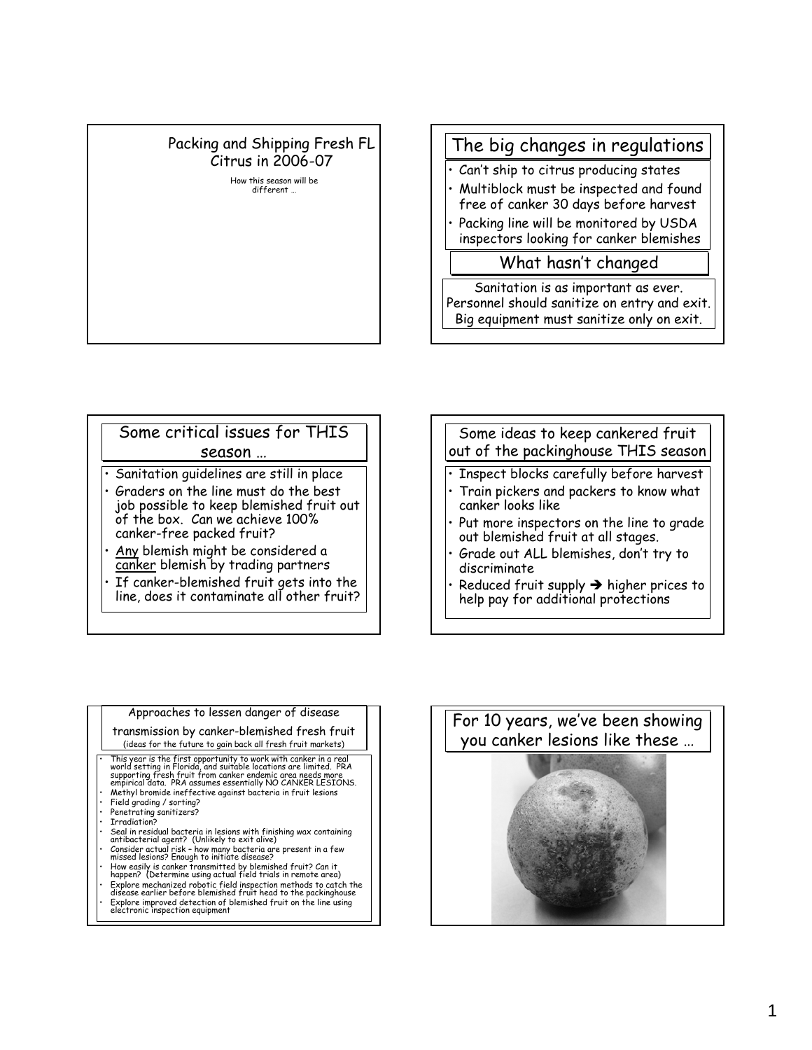## Packing and Shipping Fresh FL Citrus in 2006-07

How this season will be different …

## The big changes in regulations

- Can't ship to citrus producing states
- Multiblock must be inspected and found free of canker 30 days before harvest
- Packing line will be monitored by USDA inspectors looking for canker blemishes

## What hasn't changed

Sanitation is as important as ever.
Personnel should sanitize on entry and exit.
Big equipment must sanitize only on exit.

## Some critical issues for THIS season …

- Sanitation guidelines are still in place
- Graders on the line must do the best job possible to keep blemished fruit out of the box. Can we achieve 100% canker-free packed fruit?
- Any blemish might be considered a canker blemish by trading partners
- If canker-blemished fruit gets into the line, does it contaminate all other fruit?

## Some ideas to keep cankered fruit out of the packinghouse THIS season

- Inspect blocks carefully before harvest
- Train pickers and packers to know what canker looks like
- Put more inspectors on the line to grade out blemished fruit at all stages.
- Grade out ALL blemishes, don't try to discriminate
- Reduced fruit supply → higher prices to help pay for additional protections

## Approaches to lessen danger of disease transmission by canker-blemished fresh fruit

(ideas for the future to gain back all fresh fruit markets)

- This year is the first opportunity to work with canker in a real world setting in Florida, and suitable locations are limited. PRA supporting fresh fruit from canker endemic area needs more empirical data. PRA assumes essentially NO CANKER LESIONS.
- Methyl bromide ineffective against bacteria in fruit lesions
- Field grading / sorting?
- Penetrating sanitizers?
- Irradiation?
- Seal in residual bacteria in lesions with finishing wax containing antibacterial agent? (Unlikely to exit alive)
- Consider actual risk – how many bacteria are present in a few missed lesions? Enough to initiate disease?
- How easily is canker transmitted by blemished fruit? Can it happen? (Determine using actual field trials in remote area)
- Explore mechanized robotic field inspection methods to catch the disease earlier before blemished fruit head to the packinghouse
- Explore improved detection of blemished fruit on the line using electronic inspection equipment

## For 10 years, we've been showing you canker lesions like these …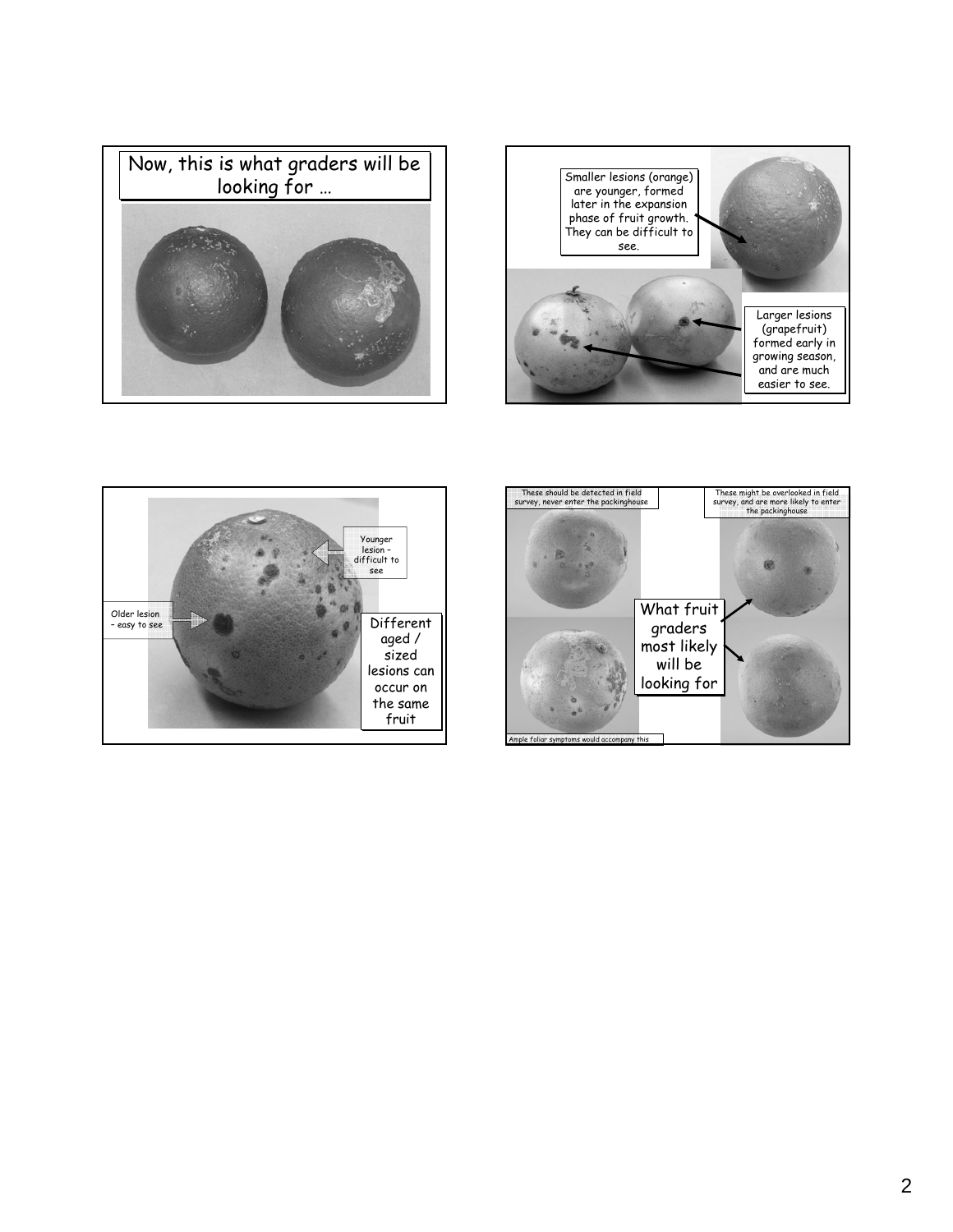Now, this is what graders will be looking for …

Smaller lesions (orange) are younger, formed later in the expansion phase of fruit growth. They can be difficult to see.

Larger lesions (grapefruit) formed early in growing season, and are much easier to see.

Younger lesion – difficult to see

Older lesion – easy to see

Different aged / sized lesions can occur on the same fruit

These should be detected in field survey, never enter the packinghouse

These might be overlooked in field survey, and are more likely to enter the packinghouse

What fruit graders most likely will be looking for

Ample foliar symptoms would accompany this